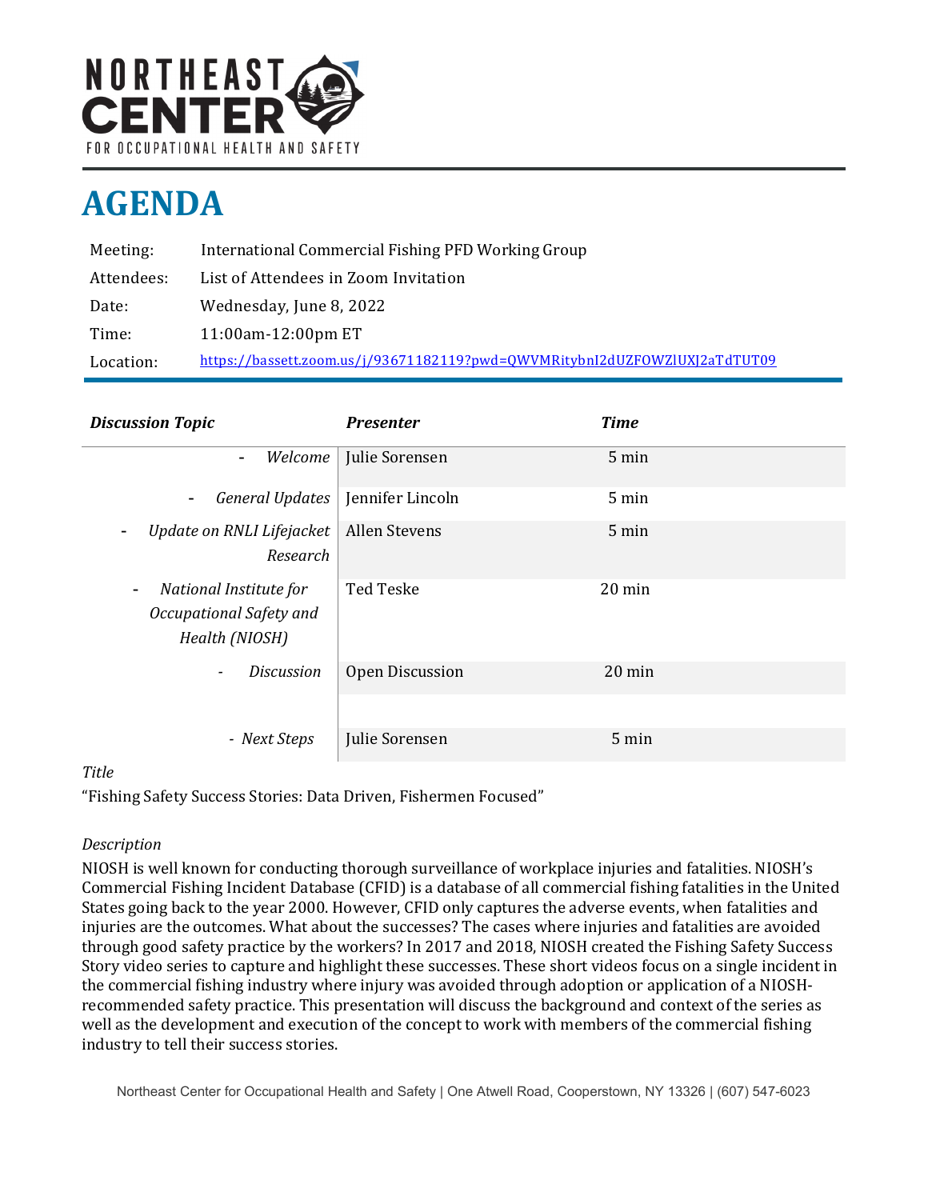NORTHEAST CENTER
FOR OCCUPATIONAL HEALTH AND SAFETY

# AGENDA

| | |
|---|---|
| Meeting: | International Commercial Fishing PFD Working Group |
| Attendees: | List of Attendees in Zoom Invitation |
| Date: | Wednesday, June 8, 2022 |
| Time: | 11:00am-12:00pm ET |
| Location: | https://bassett.zoom.us/j/93671182119?pwd=QWVMRitybnI2dUZFOWZlUXJ2aTdTUT09 |

| *Discussion Topic* | *Presenter* | *Time* |
|---|---|---|
| - *Welcome* | Julie Sorensen | 5 min |
| - *General Updates* | Jennifer Lincoln | 5 min |
| - *Update on RNLI Lifejacket Research* | Allen Stevens | 5 min |
| - *National Institute for Occupational Safety and Health (NIOSH)* | Ted Teske | 20 min |
| - *Discussion* | Open Discussion | 20 min |
| - *Next Steps* | Julie Sorensen | 5 min |

*Title*

"Fishing Safety Success Stories: Data Driven, Fishermen Focused"

*Description*

NIOSH is well known for conducting thorough surveillance of workplace injuries and fatalities. NIOSH's Commercial Fishing Incident Database (CFID) is a database of all commercial fishing fatalities in the United States going back to the year 2000. However, CFID only captures the adverse events, when fatalities and injuries are the outcomes. What about the successes? The cases where injuries and fatalities are avoided through good safety practice by the workers? In 2017 and 2018, NIOSH created the Fishing Safety Success Story video series to capture and highlight these successes. These short videos focus on a single incident in the commercial fishing industry where injury was avoided through adoption or application of a NIOSH-recommended safety practice. This presentation will discuss the background and context of the series as well as the development and execution of the concept to work with members of the commercial fishing industry to tell their success stories.

Northeast Center for Occupational Health and Safety | One Atwell Road, Cooperstown, NY 13326 | (607) 547-6023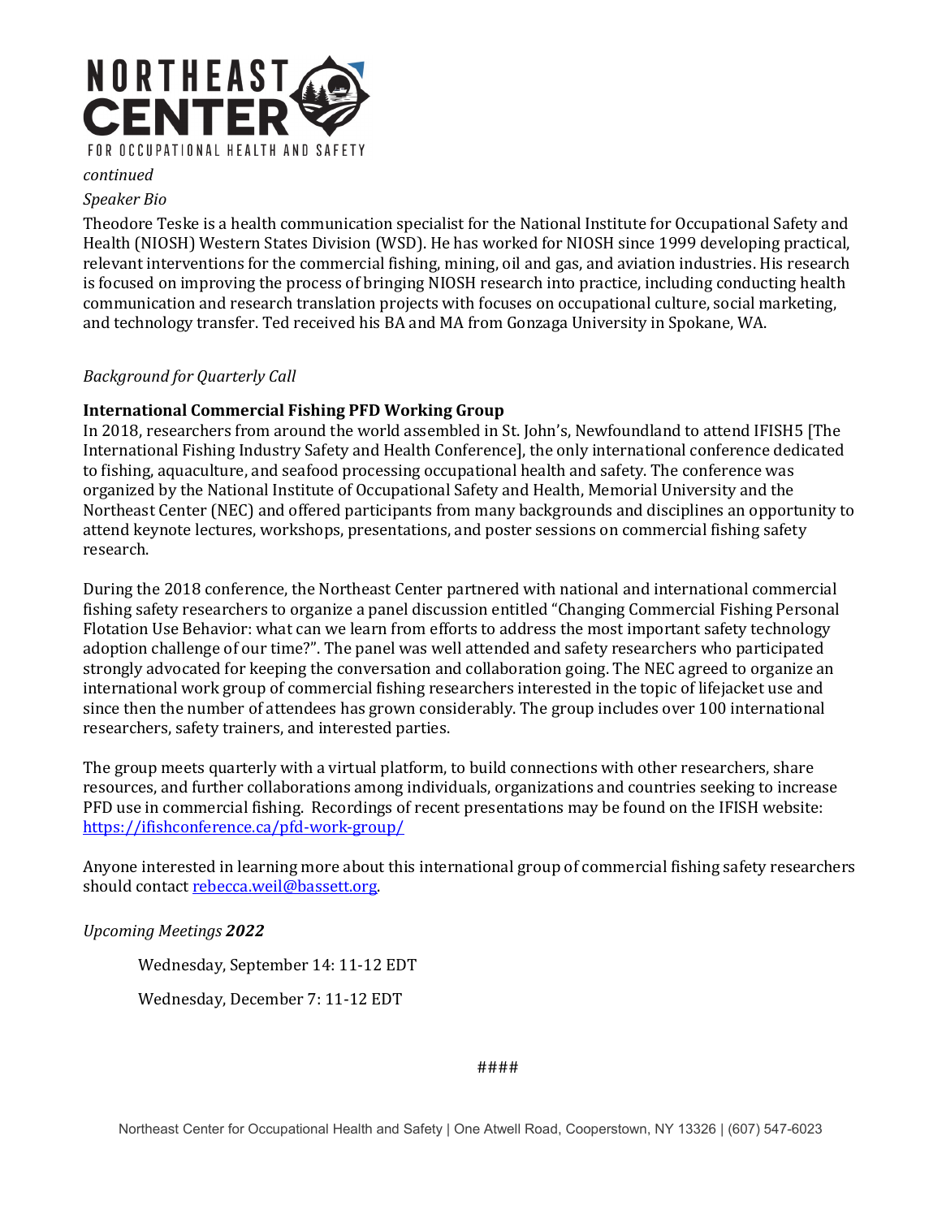*continued*

*Speaker Bio*

Theodore Teske is a health communication specialist for the National Institute for Occupational Safety and Health (NIOSH) Western States Division (WSD). He has worked for NIOSH since 1999 developing practical, relevant interventions for the commercial fishing, mining, oil and gas, and aviation industries. His research is focused on improving the process of bringing NIOSH research into practice, including conducting health communication and research translation projects with focuses on occupational culture, social marketing, and technology transfer. Ted received his BA and MA from Gonzaga University in Spokane, WA.

*Background for Quarterly Call*

**International Commercial Fishing PFD Working Group**

In 2018, researchers from around the world assembled in St. John's, Newfoundland to attend IFISH5 [The International Fishing Industry Safety and Health Conference], the only international conference dedicated to fishing, aquaculture, and seafood processing occupational health and safety. The conference was organized by the National Institute of Occupational Safety and Health, Memorial University and the Northeast Center (NEC) and offered participants from many backgrounds and disciplines an opportunity to attend keynote lectures, workshops, presentations, and poster sessions on commercial fishing safety research.

During the 2018 conference, the Northeast Center partnered with national and international commercial fishing safety researchers to organize a panel discussion entitled "Changing Commercial Fishing Personal Flotation Use Behavior: what can we learn from efforts to address the most important safety technology adoption challenge of our time?". The panel was well attended and safety researchers who participated strongly advocated for keeping the conversation and collaboration going. The NEC agreed to organize an international work group of commercial fishing researchers interested in the topic of lifejacket use and since then the number of attendees has grown considerably. The group includes over 100 international researchers, safety trainers, and interested parties.

The group meets quarterly with a virtual platform, to build connections with other researchers, share resources, and further collaborations among individuals, organizations and countries seeking to increase PFD use in commercial fishing. Recordings of recent presentations may be found on the IFISH website: https://ifishconference.ca/pfd-work-group/

Anyone interested in learning more about this international group of commercial fishing safety researchers should contact rebecca.weil@bassett.org.

*Upcoming Meetings* ***2022***

Wednesday, September 14: 11-12 EDT

Wednesday, December 7: 11-12 EDT

####